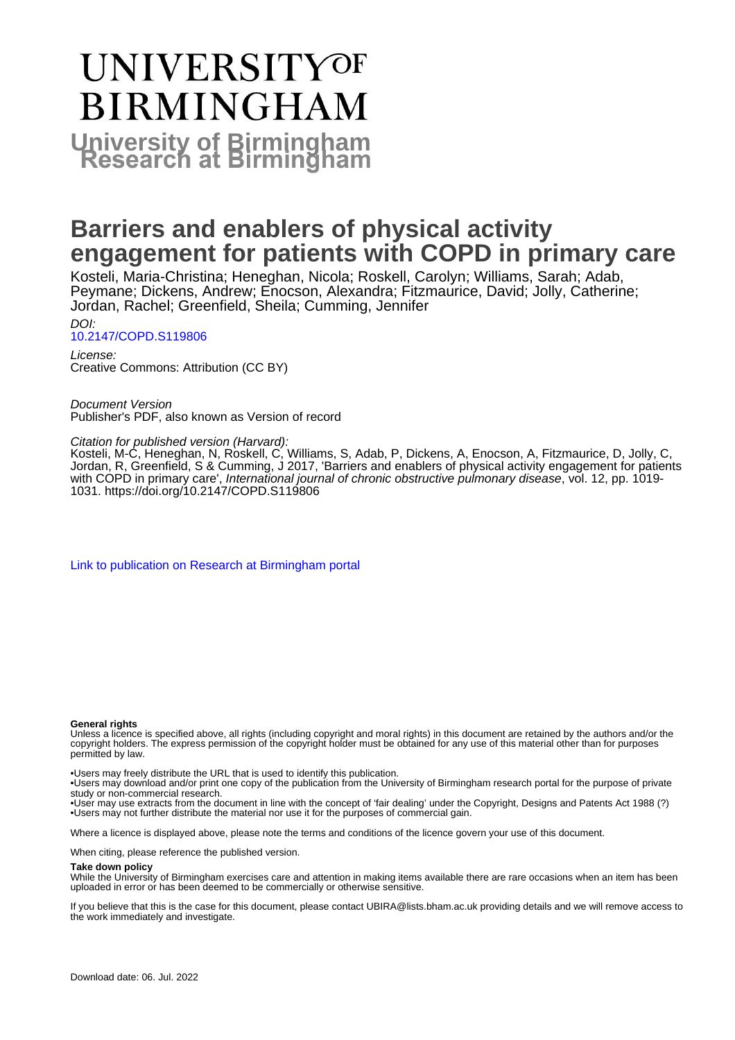# UNIVERSITY OF BIRMINGHAM

**University of Birmingham Research at Birmingham**

# Barriers and enablers of physical activity engagement for patients with COPD in primary care

Kosteli, Maria-Christina; Heneghan, Nicola; Roskell, Carolyn; Williams, Sarah; Adab, Peymane; Dickens, Andrew; Enocson, Alexandra; Fitzmaurice, David; Jolly, Catherine; Jordan, Rachel; Greenfield, Sheila; Cumming, Jennifer

*DOI:*
10.2147/COPD.S119806

*License:*
Creative Commons: Attribution (CC BY)

*Document Version*
Publisher's PDF, also known as Version of record

*Citation for published version (Harvard):*
Kosteli, M-C, Heneghan, N, Roskell, C, Williams, S, Adab, P, Dickens, A, Enocson, A, Fitzmaurice, D, Jolly, C, Jordan, R, Greenfield, S & Cumming, J 2017, 'Barriers and enablers of physical activity engagement for patients with COPD in primary care', *International journal of chronic obstructive pulmonary disease*, vol. 12, pp. 1019-1031. https://doi.org/10.2147/COPD.S119806

Link to publication on Research at Birmingham portal

**General rights**

Unless a licence is specified above, all rights (including copyright and moral rights) in this document are retained by the authors and/or the copyright holders. The express permission of the copyright holder must be obtained for any use of this material other than for purposes permitted by law.

•Users may freely distribute the URL that is used to identify this publication.
•Users may download and/or print one copy of the publication from the University of Birmingham research portal for the purpose of private study or non-commercial research.
•User may use extracts from the document in line with the concept of 'fair dealing' under the Copyright, Designs and Patents Act 1988 (?)
•Users may not further distribute the material nor use it for the purposes of commercial gain.

Where a licence is displayed above, please note the terms and conditions of the licence govern your use of this document.

When citing, please reference the published version.

**Take down policy**

While the University of Birmingham exercises care and attention in making items available there are rare occasions when an item has been uploaded in error or has been deemed to be commercially or otherwise sensitive.

If you believe that this is the case for this document, please contact UBIRA@lists.bham.ac.uk providing details and we will remove access to the work immediately and investigate.

Download date: 06. Jul. 2022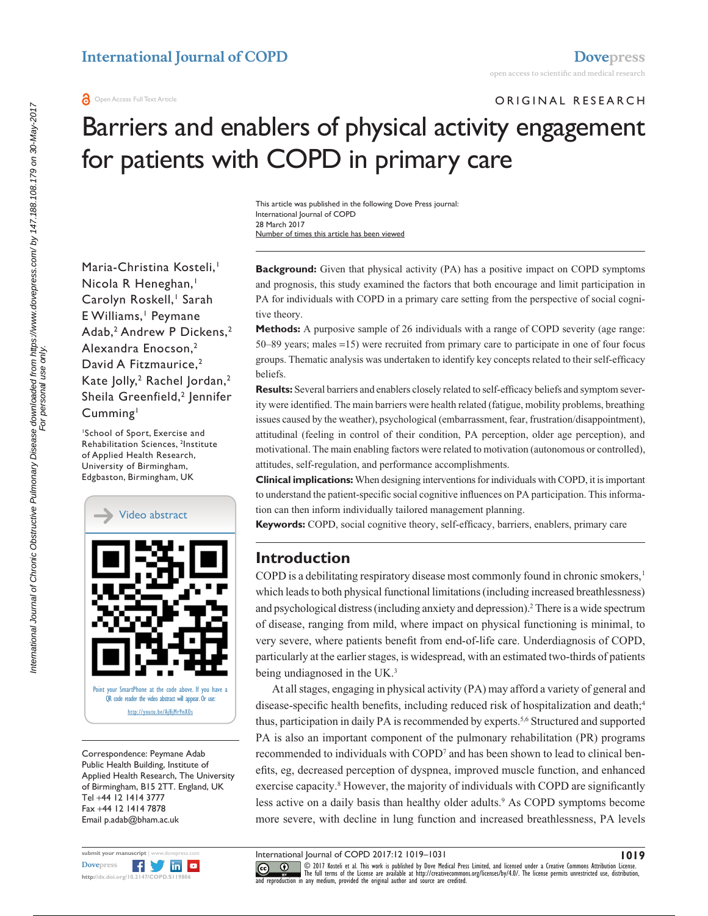# Barriers and enablers of physical activity engagement for patients with COPD in primary care

This article was published in the following Dove Press journal:
International Journal of COPD
28 March 2017
Number of times this article has been viewed

Maria-Christina Kosteli,[1] Nicola R Heneghan,[1] Carolyn Roskell,[1] Sarah E Williams,[1] Peymane Adab,[2] Andrew P Dickens,[2] Alexandra Enocson,[2] David A Fitzmaurice,[2] Kate Jolly,[2] Rachel Jordan,[2] Sheila Greenfield,[2] Jennifer Cumming[1]

[1]School of Sport, Exercise and Rehabilitation Sciences, [2]Institute of Applied Health Research, University of Birmingham, Edgbaston, Birmingham, UK

Video abstract

Point your SmartPhone at the code above. If you have a QR code reader the video abstract will appear. Or use: http://youtu.be/AjBjMr9nXOs

Correspondence: Peymane Adab
Public Health Building, Institute of Applied Health Research, The University of Birmingham, B15 2TT. England, UK
Tel +44 12 1414 3777
Fax +44 12 1414 7878
Email p.adab@bham.ac.uk

**Background:** Given that physical activity (PA) has a positive impact on COPD symptoms and prognosis, this study examined the factors that both encourage and limit participation in PA for individuals with COPD in a primary care setting from the perspective of social cognitive theory.

**Methods:** A purposive sample of 26 individuals with a range of COPD severity (age range: 50–89 years; males =15) were recruited from primary care to participate in one of four focus groups. Thematic analysis was undertaken to identify key concepts related to their self-efficacy beliefs.

**Results:** Several barriers and enablers closely related to self-efficacy beliefs and symptom severity were identified. The main barriers were health related (fatigue, mobility problems, breathing issues caused by the weather), psychological (embarrassment, fear, frustration/disappointment), attitudinal (feeling in control of their condition, PA perception, older age perception), and motivational. The main enabling factors were related to motivation (autonomous or controlled), attitudes, self-regulation, and performance accomplishments.

**Clinical implications:** When designing interventions for individuals with COPD, it is important to understand the patient-specific social cognitive influences on PA participation. This information can then inform individually tailored management planning.

**Keywords:** COPD, social cognitive theory, self-efficacy, barriers, enablers, primary care

## Introduction

COPD is a debilitating respiratory disease most commonly found in chronic smokers,[1] which leads to both physical functional limitations (including increased breathlessness) and psychological distress (including anxiety and depression).[2] There is a wide spectrum of disease, ranging from mild, where impact on physical functioning is minimal, to very severe, where patients benefit from end-of-life care. Underdiagnosis of COPD, particularly at the earlier stages, is widespread, with an estimated two-thirds of patients being undiagnosed in the UK.[3]

At all stages, engaging in physical activity (PA) may afford a variety of general and disease-specific health benefits, including reduced risk of hospitalization and death;[4] thus, participation in daily PA is recommended by experts.[5,6] Structured and supported PA is also an important component of the pulmonary rehabilitation (PR) programs recommended to individuals with COPD[7] and has shown to lead to clinical benefits, eg, decreased perception of dyspnea, improved muscle function, and enhanced exercise capacity.[8] However, the majority of individuals with COPD are significantly less active on a daily basis than healthy older adults.[9] As COPD symptoms become more severe, with decline in lung function and increased breathlessness, PA levels

© 2017 Kosteli et al. This work is published by Dove Medical Press Limited, and licensed under a Creative Commons Attribution License. The full terms of the License are available at http://creativecommons.org/licenses/by/4.0/. The license permits unrestricted use, distribution, and reproduction in any medium, provided the original author and source are credited.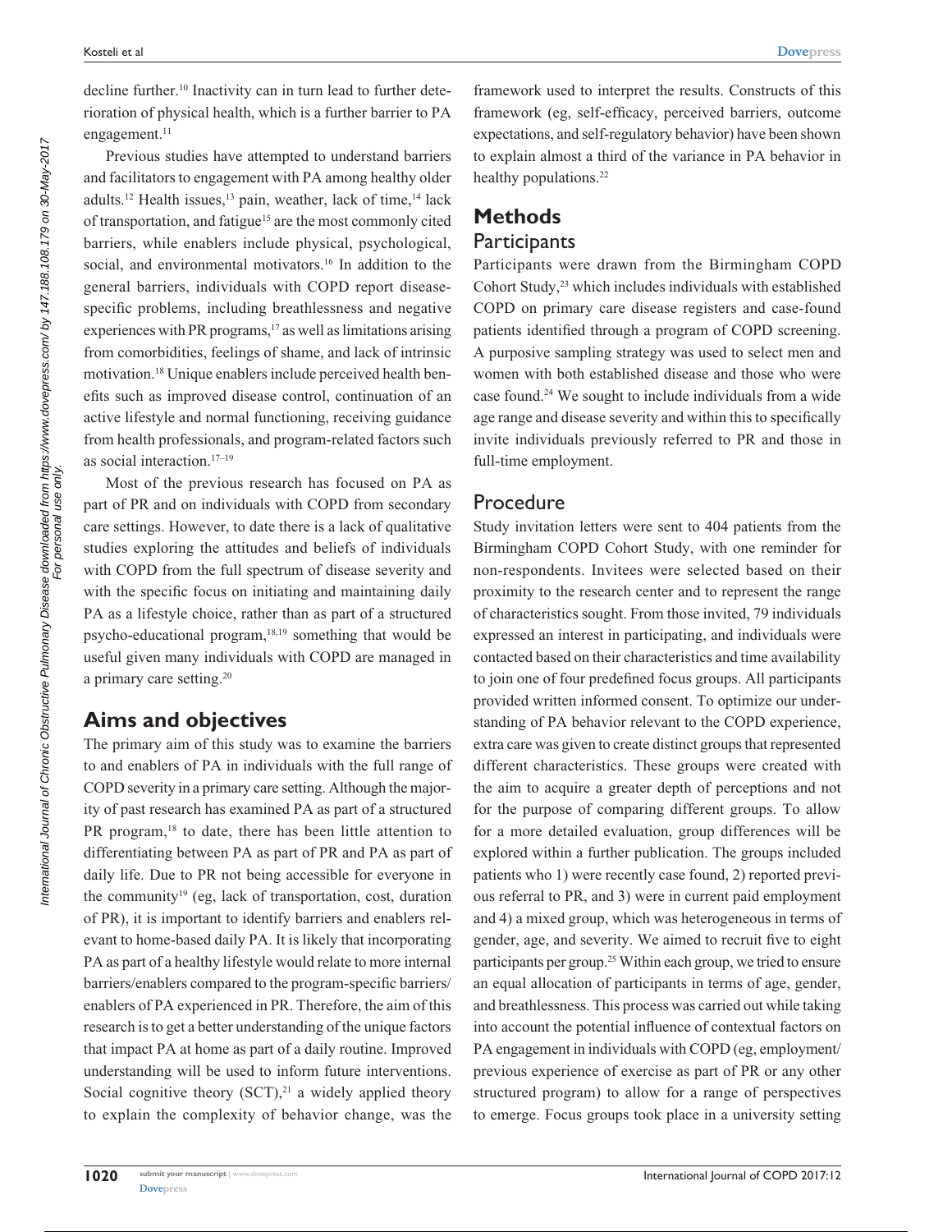decline further.[10] Inactivity can in turn lead to further deterioration of physical health, which is a further barrier to PA engagement.[11]

Previous studies have attempted to understand barriers and facilitators to engagement with PA among healthy older adults.[12] Health issues,[13] pain, weather, lack of time,[14] lack of transportation, and fatigue[15] are the most commonly cited barriers, while enablers include physical, psychological, social, and environmental motivators.[16] In addition to the general barriers, individuals with COPD report disease-specific problems, including breathlessness and negative experiences with PR programs,[17] as well as limitations arising from comorbidities, feelings of shame, and lack of intrinsic motivation.[18] Unique enablers include perceived health benefits such as improved disease control, continuation of an active lifestyle and normal functioning, receiving guidance from health professionals, and program-related factors such as social interaction.[17–19]

Most of the previous research has focused on PA as part of PR and on individuals with COPD from secondary care settings. However, to date there is a lack of qualitative studies exploring the attitudes and beliefs of individuals with COPD from the full spectrum of disease severity and with the specific focus on initiating and maintaining daily PA as a lifestyle choice, rather than as part of a structured psycho-educational program,[18,19] something that would be useful given many individuals with COPD are managed in a primary care setting.[20]

## Aims and objectives

The primary aim of this study was to examine the barriers to and enablers of PA in individuals with the full range of COPD severity in a primary care setting. Although the majority of past research has examined PA as part of a structured PR program,[18] to date, there has been little attention to differentiating between PA as part of PR and PA as part of daily life. Due to PR not being accessible for everyone in the community[19] (eg, lack of transportation, cost, duration of PR), it is important to identify barriers and enablers relevant to home-based daily PA. It is likely that incorporating PA as part of a healthy lifestyle would relate to more internal barriers/enablers compared to the program-specific barriers/enablers of PA experienced in PR. Therefore, the aim of this research is to get a better understanding of the unique factors that impact PA at home as part of a daily routine. Improved understanding will be used to inform future interventions. Social cognitive theory (SCT),[21] a widely applied theory to explain the complexity of behavior change, was the framework used to interpret the results. Constructs of this framework (eg, self-efficacy, perceived barriers, outcome expectations, and self-regulatory behavior) have been shown to explain almost a third of the variance in PA behavior in healthy populations.[22]

## Methods

### Participants

Participants were drawn from the Birmingham COPD Cohort Study,[23] which includes individuals with established COPD on primary care disease registers and case-found patients identified through a program of COPD screening. A purposive sampling strategy was used to select men and women with both established disease and those who were case found.[24] We sought to include individuals from a wide age range and disease severity and within this to specifically invite individuals previously referred to PR and those in full-time employment.

### Procedure

Study invitation letters were sent to 404 patients from the Birmingham COPD Cohort Study, with one reminder for non-respondents. Invitees were selected based on their proximity to the research center and to represent the range of characteristics sought. From those invited, 79 individuals expressed an interest in participating, and individuals were contacted based on their characteristics and time availability to join one of four predefined focus groups. All participants provided written informed consent. To optimize our understanding of PA behavior relevant to the COPD experience, extra care was given to create distinct groups that represented different characteristics. These groups were created with the aim to acquire a greater depth of perceptions and not for the purpose of comparing different groups. To allow for a more detailed evaluation, group differences will be explored within a further publication. The groups included patients who 1) were recently case found, 2) reported previous referral to PR, and 3) were in current paid employment and 4) a mixed group, which was heterogeneous in terms of gender, age, and severity. We aimed to recruit five to eight participants per group.[25] Within each group, we tried to ensure an equal allocation of participants in terms of age, gender, and breathlessness. This process was carried out while taking into account the potential influence of contextual factors on PA engagement in individuals with COPD (eg, employment/previous experience of exercise as part of PR or any other structured program) to allow for a range of perspectives to emerge. Focus groups took place in a university setting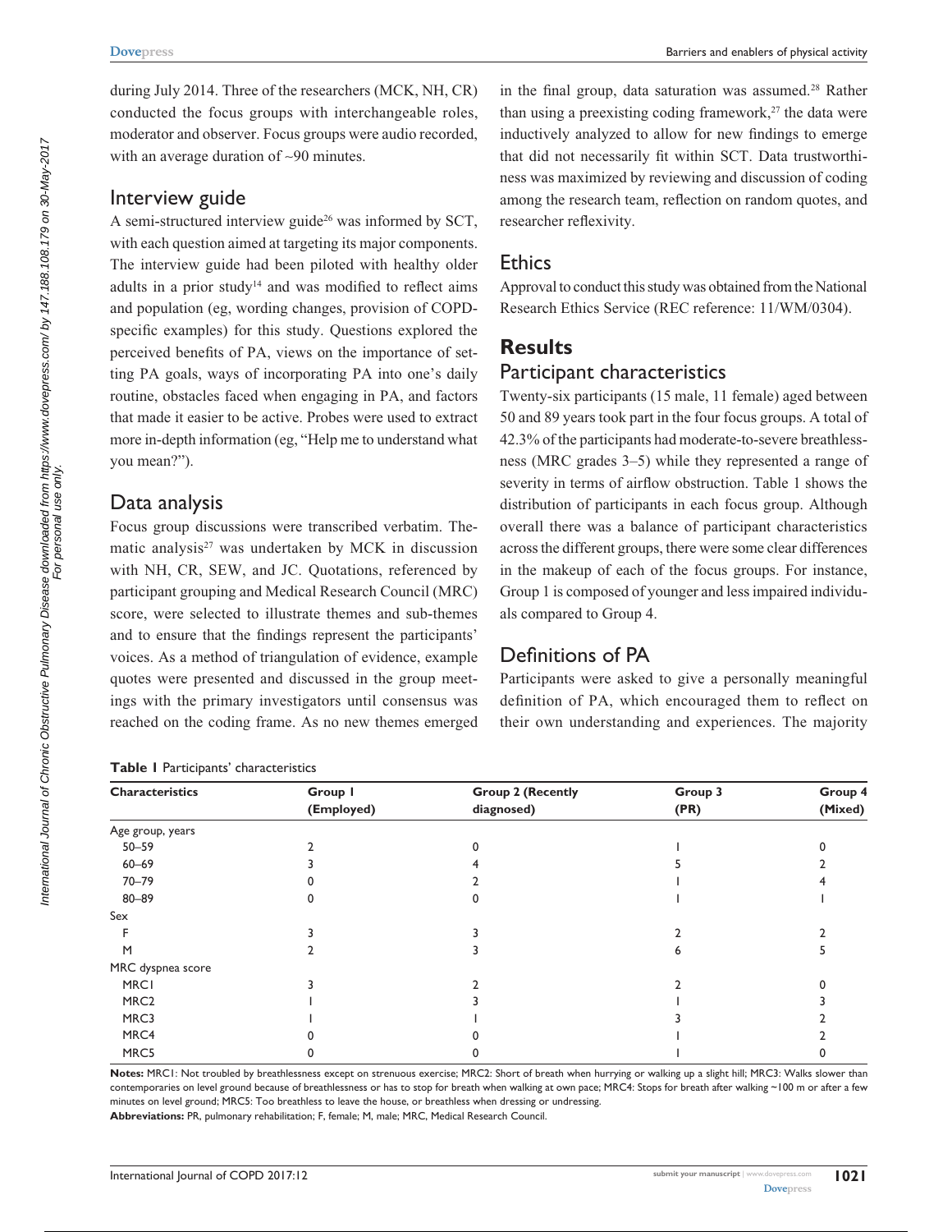during July 2014. Three of the researchers (MCK, NH, CR) conducted the focus groups with interchangeable roles, moderator and observer. Focus groups were audio recorded, with an average duration of ~90 minutes.

## Interview guide

A semi-structured interview guide[26] was informed by SCT, with each question aimed at targeting its major components. The interview guide had been piloted with healthy older adults in a prior study[14] and was modified to reflect aims and population (eg, wording changes, provision of COPD-specific examples) for this study. Questions explored the perceived benefits of PA, views on the importance of setting PA goals, ways of incorporating PA into one's daily routine, obstacles faced when engaging in PA, and factors that made it easier to be active. Probes were used to extract more in-depth information (eg, "Help me to understand what you mean?").

## Data analysis

Focus group discussions were transcribed verbatim. Thematic analysis[27] was undertaken by MCK in discussion with NH, CR, SEW, and JC. Quotations, referenced by participant grouping and Medical Research Council (MRC) score, were selected to illustrate themes and sub-themes and to ensure that the findings represent the participants' voices. As a method of triangulation of evidence, example quotes were presented and discussed in the group meetings with the primary investigators until consensus was reached on the coding frame. As no new themes emerged in the final group, data saturation was assumed.[28] Rather than using a preexisting coding framework,[27] the data were inductively analyzed to allow for new findings to emerge that did not necessarily fit within SCT. Data trustworthiness was maximized by reviewing and discussion of coding among the research team, reflection on random quotes, and researcher reflexivity.

## Ethics

Approval to conduct this study was obtained from the National Research Ethics Service (REC reference: 11/WM/0304).

# Results

## Participant characteristics

Twenty-six participants (15 male, 11 female) aged between 50 and 89 years took part in the four focus groups. A total of 42.3% of the participants had moderate-to-severe breathlessness (MRC grades 3–5) while they represented a range of severity in terms of airflow obstruction. Table 1 shows the distribution of participants in each focus group. Although overall there was a balance of participant characteristics across the different groups, there were some clear differences in the makeup of each of the focus groups. For instance, Group 1 is composed of younger and less impaired individuals compared to Group 4.

## Definitions of PA

Participants were asked to give a personally meaningful definition of PA, which encouraged them to reflect on their own understanding and experiences. The majority

**Table 1** Participants' characteristics

| Characteristics | Group 1 (Employed) | Group 2 (Recently diagnosed) | Group 3 (PR) | Group 4 (Mixed) |
|---|---|---|---|---|
| Age group, years | | | | |
| 50–59 | 2 | 0 | 1 | 0 |
| 60–69 | 3 | 4 | 5 | 2 |
| 70–79 | 0 | 2 | 1 | 4 |
| 80–89 | 0 | 0 | 1 | 1 |
| Sex | | | | |
| F | 3 | 3 | 2 | 2 |
| M | 2 | 3 | 6 | 5 |
| MRC dyspnea score | | | | |
| MRC1 | 3 | 2 | 2 | 0 |
| MRC2 | 1 | 3 | 1 | 3 |
| MRC3 | 1 | 1 | 3 | 2 |
| MRC4 | 0 | 0 | 1 | 2 |
| MRC5 | 0 | 0 | 1 | 0 |

**Notes:** MRC1: Not troubled by breathlessness except on strenuous exercise; MRC2: Short of breath when hurrying or walking up a slight hill; MRC3: Walks slower than contemporaries on level ground because of breathlessness or has to stop for breath when walking at own pace; MRC4: Stops for breath after walking ~100 m or after a few minutes on level ground; MRC5: Too breathless to leave the house, or breathless when dressing or undressing.

**Abbreviations:** PR, pulmonary rehabilitation; F, female; M, male; MRC, Medical Research Council.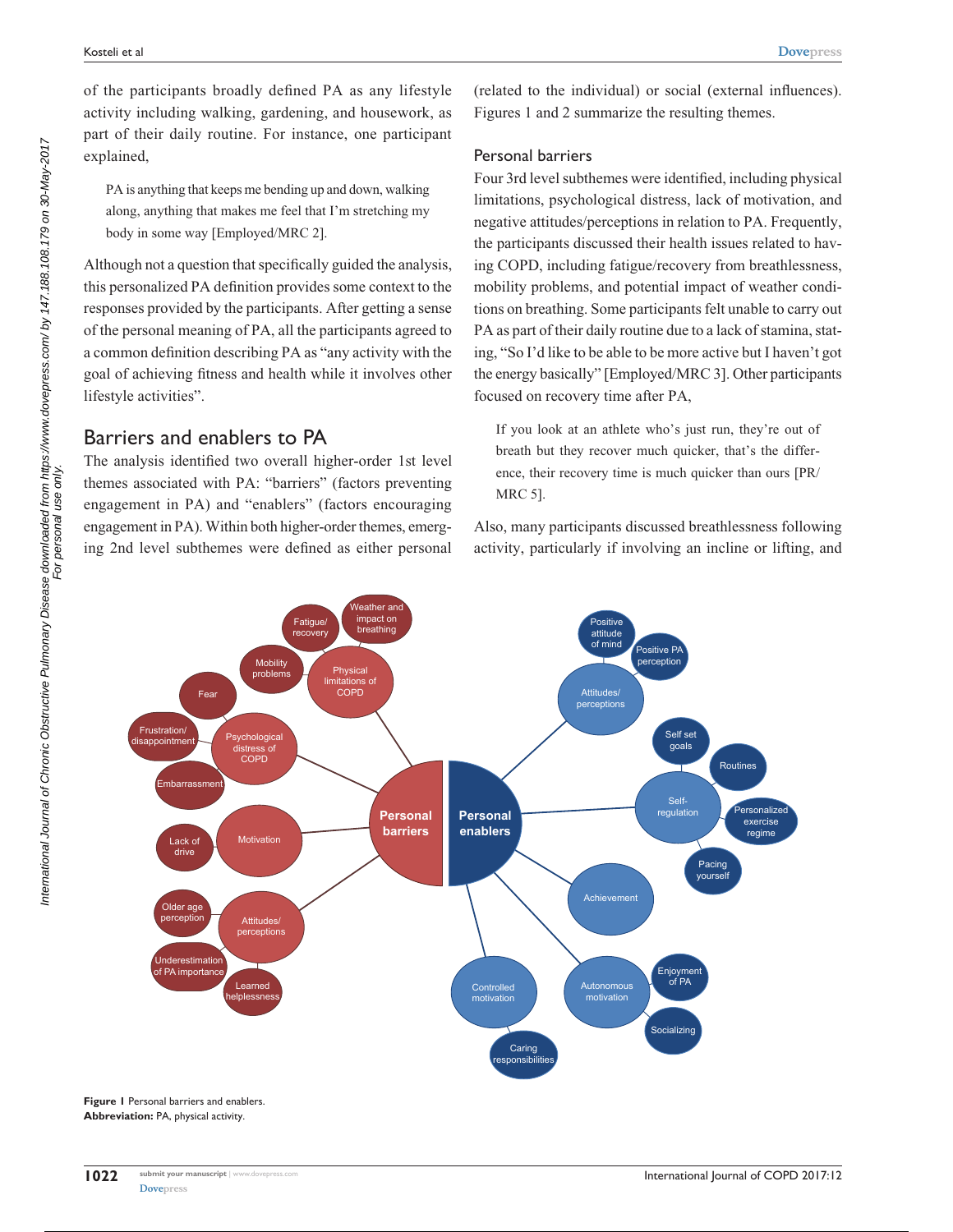of the participants broadly defined PA as any lifestyle activity including walking, gardening, and housework, as part of their daily routine. For instance, one participant explained,

> PA is anything that keeps me bending up and down, walking along, anything that makes me feel that I'm stretching my body in some way [Employed/MRC 2].

Although not a question that specifically guided the analysis, this personalized PA definition provides some context to the responses provided by the participants. After getting a sense of the personal meaning of PA, all the participants agreed to a common definition describing PA as "any activity with the goal of achieving fitness and health while it involves other lifestyle activities".

## Barriers and enablers to PA

The analysis identified two overall higher-order 1st level themes associated with PA: "barriers" (factors preventing engagement in PA) and "enablers" (factors encouraging engagement in PA). Within both higher-order themes, emerging 2nd level subthemes were defined as either personal (related to the individual) or social (external influences). Figures 1 and 2 summarize the resulting themes.

### Personal barriers

Four 3rd level subthemes were identified, including physical limitations, psychological distress, lack of motivation, and negative attitudes/perceptions in relation to PA. Frequently, the participants discussed their health issues related to having COPD, including fatigue/recovery from breathlessness, mobility problems, and potential impact of weather conditions on breathing. Some participants felt unable to carry out PA as part of their daily routine due to a lack of stamina, stating, "So I'd like to be able to be more active but I haven't got the energy basically" [Employed/MRC 3]. Other participants focused on recovery time after PA,

> If you look at an athlete who's just run, they're out of breath but they recover much quicker, that's the difference, their recovery time is much quicker than ours [PR/MRC 5].

Also, many participants discussed breathlessness following activity, particularly if involving an incline or lifting, and

**Figure 1** Personal barriers and enablers.
**Abbreviation:** PA, physical activity.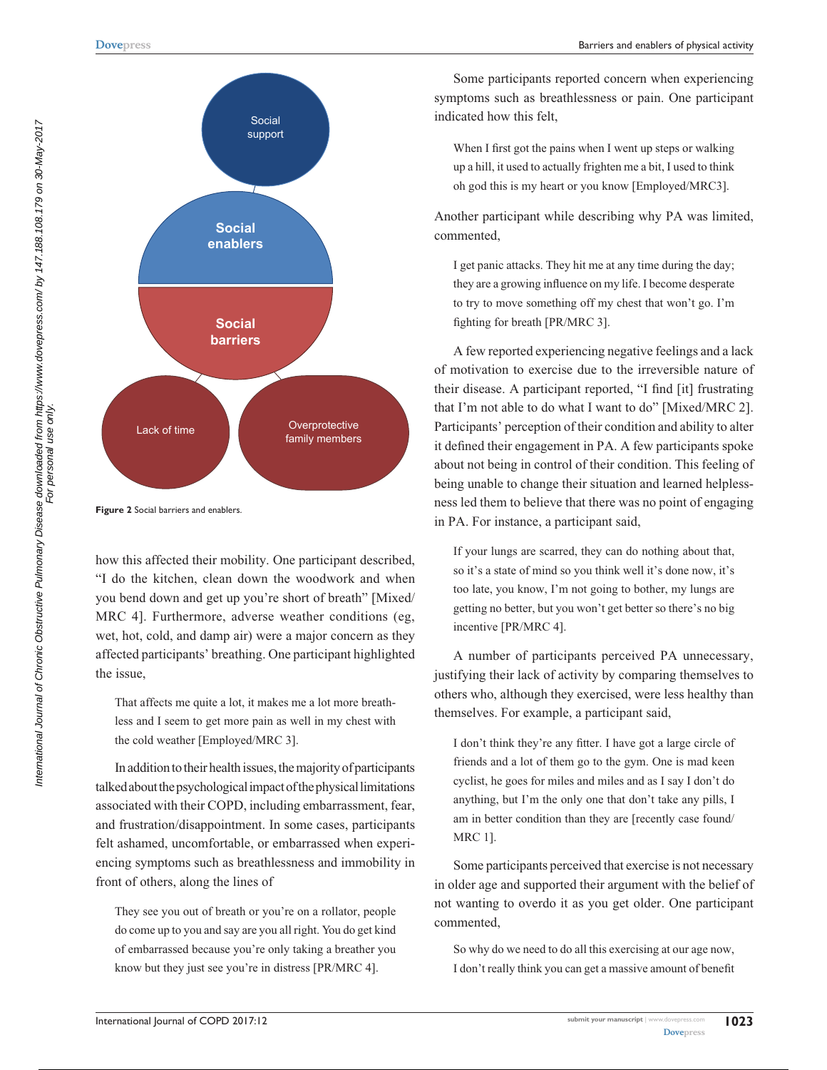Figure 2 Social barriers and enablers.

how this affected their mobility. One participant described, "I do the kitchen, clean down the woodwork and when you bend down and get up you're short of breath" [Mixed/MRC 4]. Furthermore, adverse weather conditions (eg, wet, hot, cold, and damp air) were a major concern as they affected participants' breathing. One participant highlighted the issue,

> That affects me quite a lot, it makes me a lot more breathless and I seem to get more pain as well in my chest with the cold weather [Employed/MRC 3].

In addition to their health issues, the majority of participants talked about the psychological impact of the physical limitations associated with their COPD, including embarrassment, fear, and frustration/disappointment. In some cases, participants felt ashamed, uncomfortable, or embarrassed when experiencing symptoms such as breathlessness and immobility in front of others, along the lines of

> They see you out of breath or you're on a rollator, people do come up to you and say are you all right. You do get kind of embarrassed because you're only taking a breather you know but they just see you're in distress [PR/MRC 4].

Some participants reported concern when experiencing symptoms such as breathlessness or pain. One participant indicated how this felt,

> When I first got the pains when I went up steps or walking up a hill, it used to actually frighten me a bit, I used to think oh god this is my heart or you know [Employed/MRC3].

Another participant while describing why PA was limited, commented,

> I get panic attacks. They hit me at any time during the day; they are a growing influence on my life. I become desperate to try to move something off my chest that won't go. I'm fighting for breath [PR/MRC 3].

A few reported experiencing negative feelings and a lack of motivation to exercise due to the irreversible nature of their disease. A participant reported, "I find [it] frustrating that I'm not able to do what I want to do" [Mixed/MRC 2]. Participants' perception of their condition and ability to alter it defined their engagement in PA. A few participants spoke about not being in control of their condition. This feeling of being unable to change their situation and learned helplessness led them to believe that there was no point of engaging in PA. For instance, a participant said,

> If your lungs are scarred, they can do nothing about that, so it's a state of mind so you think well it's done now, it's too late, you know, I'm not going to bother, my lungs are getting no better, but you won't get better so there's no big incentive [PR/MRC 4].

A number of participants perceived PA unnecessary, justifying their lack of activity by comparing themselves to others who, although they exercised, were less healthy than themselves. For example, a participant said,

> I don't think they're any fitter. I have got a large circle of friends and a lot of them go to the gym. One is mad keen cyclist, he goes for miles and miles and as I say I don't do anything, but I'm the only one that don't take any pills, I am in better condition than they are [recently case found/MRC 1].

Some participants perceived that exercise is not necessary in older age and supported their argument with the belief of not wanting to overdo it as you get older. One participant commented,

> So why do we need to do all this exercising at our age now, I don't really think you can get a massive amount of benefit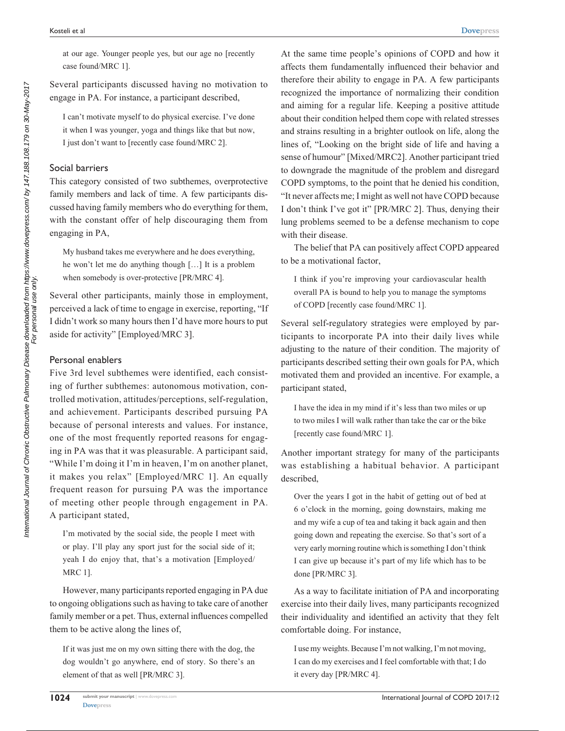at our age. Younger people yes, but our age no [recently case found/MRC 1].

Several participants discussed having no motivation to engage in PA. For instance, a participant described,

> I can't motivate myself to do physical exercise. I've done it when I was younger, yoga and things like that but now, I just don't want to [recently case found/MRC 2].

### Social barriers

This category consisted of two subthemes, overprotective family members and lack of time. A few participants discussed having family members who do everything for them, with the constant offer of help discouraging them from engaging in PA,

> My husband takes me everywhere and he does everything, he won't let me do anything though […] It is a problem when somebody is over-protective [PR/MRC 4].

Several other participants, mainly those in employment, perceived a lack of time to engage in exercise, reporting, "If I didn't work so many hours then I'd have more hours to put aside for activity" [Employed/MRC 3].

### Personal enablers

Five 3rd level subthemes were identified, each consisting of further subthemes: autonomous motivation, controlled motivation, attitudes/perceptions, self-regulation, and achievement. Participants described pursuing PA because of personal interests and values. For instance, one of the most frequently reported reasons for engaging in PA was that it was pleasurable. A participant said, "While I'm doing it I'm in heaven, I'm on another planet, it makes you relax" [Employed/MRC 1]. An equally frequent reason for pursuing PA was the importance of meeting other people through engagement in PA. A participant stated,

> I'm motivated by the social side, the people I meet with or play. I'll play any sport just for the social side of it; yeah I do enjoy that, that's a motivation [Employed/MRC 1].

However, many participants reported engaging in PA due to ongoing obligations such as having to take care of another family member or a pet. Thus, external influences compelled them to be active along the lines of,

> If it was just me on my own sitting there with the dog, the dog wouldn't go anywhere, end of story. So there's an element of that as well [PR/MRC 3].

At the same time people's opinions of COPD and how it affects them fundamentally influenced their behavior and therefore their ability to engage in PA. A few participants recognized the importance of normalizing their condition and aiming for a regular life. Keeping a positive attitude about their condition helped them cope with related stresses and strains resulting in a brighter outlook on life, along the lines of, "Looking on the bright side of life and having a sense of humour" [Mixed/MRC2]. Another participant tried to downgrade the magnitude of the problem and disregard COPD symptoms, to the point that he denied his condition, "It never affects me; I might as well not have COPD because I don't think I've got it" [PR/MRC 2]. Thus, denying their lung problems seemed to be a defense mechanism to cope with their disease.

The belief that PA can positively affect COPD appeared to be a motivational factor,

> I think if you're improving your cardiovascular health overall PA is bound to help you to manage the symptoms of COPD [recently case found/MRC 1].

Several self-regulatory strategies were employed by participants to incorporate PA into their daily lives while adjusting to the nature of their condition. The majority of participants described setting their own goals for PA, which motivated them and provided an incentive. For example, a participant stated,

> I have the idea in my mind if it's less than two miles or up to two miles I will walk rather than take the car or the bike [recently case found/MRC 1].

Another important strategy for many of the participants was establishing a habitual behavior. A participant described,

> Over the years I got in the habit of getting out of bed at 6 o'clock in the morning, going downstairs, making me and my wife a cup of tea and taking it back again and then going down and repeating the exercise. So that's sort of a very early morning routine which is something I don't think I can give up because it's part of my life which has to be done [PR/MRC 3].

As a way to facilitate initiation of PA and incorporating exercise into their daily lives, many participants recognized their individuality and identified an activity that they felt comfortable doing. For instance,

> I use my weights. Because I'm not walking, I'm not moving, I can do my exercises and I feel comfortable with that; I do it every day [PR/MRC 4].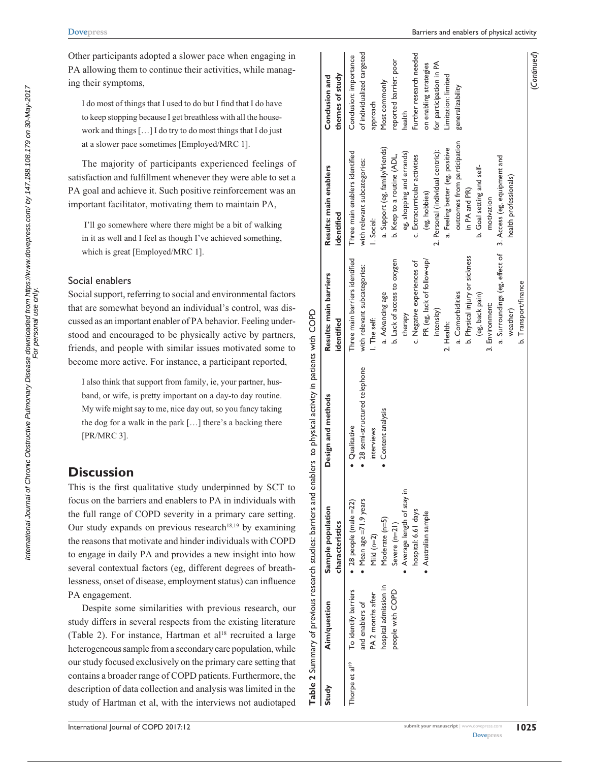Other participants adopted a slower pace when engaging in PA allowing them to continue their activities, while managing their symptoms,

> I do most of things that I used to do but I find that I do have to keep stopping because I get breathless with all the housework and things […] I do try to do most things that I do just at a slower pace sometimes [Employed/MRC 1].

The majority of participants experienced feelings of satisfaction and fulfillment whenever they were able to set a PA goal and achieve it. Such positive reinforcement was an important facilitator, motivating them to maintain PA,

> I'll go somewhere where there might be a bit of walking in it as well and I feel as though I've achieved something, which is great [Employed/MRC 1].

### Social enablers

Social support, referring to social and environmental factors that are somewhat beyond an individual's control, was discussed as an important enabler of PA behavior. Feeling understood and encouraged to be physically active by partners, friends, and people with similar issues motivated some to become more active. For instance, a participant reported,

> I also think that support from family, ie, your partner, husband, or wife, is pretty important on a day-to day routine. My wife might say to me, nice day out, so you fancy taking the dog for a walk in the park […] there's a backing there [PR/MRC 3].

## Discussion

This is the first qualitative study underpinned by SCT to focus on the barriers and enablers to PA in individuals with the full range of COPD severity in a primary care setting. Our study expands on previous research[18,19] by examining the reasons that motivate and hinder individuals with COPD to engage in daily PA and provides a new insight into how several contextual factors (eg, different degrees of breathlessness, onset of disease, employment status) can influence PA engagement.

Despite some similarities with previous research, our study differs in several respects from the existing literature (Table 2). For instance, Hartman et al[18] recruited a large heterogeneous sample from a secondary care population, while our study focused exclusively on the primary care setting that contains a broader range of COPD patients. Furthermore, the description of data collection and analysis was limited in the study of Hartman et al, with the interviews not audiotaped

**Table 2** Summary of previous research studies: barriers and enablers to physical activity in patients with COPD

| Study | Aim/question | Sample population characteristics | Design and methods | Results: main barriers identified | Results: main enablers identified | Conclusion and themes of study |
|---|---|---|---|---|---|---|
| Thorpe et al[19] | To identify barriers and enablers of PA 2 months after hospital admission in people with COPD | • 28 people (male =22)<br>• Mean age =71.9 years<br>Mild (n=2)<br>Moderate (n=5)<br>Severe (n=21)<br>• Average length of stay in hospital: 6.61 days<br>• Australian sample | • Qualitative<br>• 28 semi-structured telephone interviews<br>• Content analysis | Three main barriers identified with relevant subcategories:<br>1. The self:<br>a. Advancing age<br>b. Lack of access to oxygen therapy<br>c. Negative experiences of PR (eg, lack of follow-up/intensity)<br>2. Health:<br>a. Comorbidities<br>b. Physical injury or sickness (eg, back pain)<br>3. Environment:<br>a. Surroundings (eg, effect of weather)<br>b. Transport/finance | Three main enablers identified with relevant subcategories:<br>1. Social:<br>a. Support (eg, family/friends)<br>b. Keep to a routine (ADL, eg, shopping and errands)<br>c. Extracurricular activities (eg, hobbies)<br>2. Personal (individual centric):<br>a. Feeling better (eg, positive outcomes from participation in PA and PR)<br>b. Goal setting and self-motivation<br>3. Access (eg, equipment and health professionals) | Conclusion: importance of individualized targeted approach<br>Most commonly reported barrier: poor health<br>Further research needed on enabling strategies for participation in PA<br>Limitation: limited generalizability |

(*Continued*)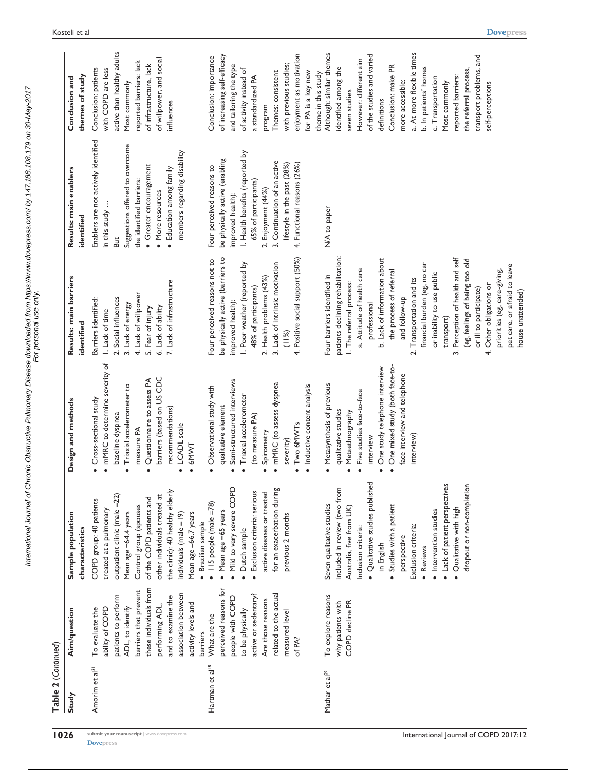**Table 2** (*Continued*)

| Study | Aim/question | Sample population characteristics | Design and methods | Results: main barriers identified | Results: main enablers identified | Conclusion and themes of study |
|---|---|---|---|---|---|---|
| Amorim et al[31] | To evaluate the ability of COPD patients to perform ADL, to identify barriers that prevent these individuals from performing ADL, and to examine the association between activity levels and barriers | COPD group: 40 patients treated at a pulmonary outpatient clinic (male =22)<br>Mean age =64.4 years<br>Control group (spouses of the COPD patients and other individuals treated at the clinic): 40 healthy elderly individuals (male =19)<br>Mean age =66.7 years<br>• Brazilian sample | • Cross-sectional study<br>• mMRC to determine severity of baseline dyspnea<br>• Triaxial accelerometer to measure PA<br>• Questionnaire to assess PA barriers (based on US CDC recommendations)<br>• LCADL scale<br>• 6MWT | Barriers identified:<br>1. Lack of time<br>2. Social influences<br>3. Lack of energy<br>4. Lack of willpower<br>5. Fear of injury<br>6. Lack of ability<br>7. Lack of infrastructure | Enablers are not actively identified in this study …<br>But<br>Suggestions offered to overcome the identified barriers:<br>• Greater encouragement<br>• More resources<br>• Education among family members regarding disability | Conclusion: patients with COPD are less active than healthy adults<br>Most commonly reported barriers: lack of infrastructure, lack of willpower, and social influences |
| Hartman et al[18] | What are the perceived reasons for people with COPD to be physically active or sedentary? Are those reasons related to the actual measured level of PA? | • 115 people (male =78)<br>• Mean age =65 years<br>• Mild to very severe COPD<br>• Dutch sample<br>• Exclusion criteria: serious active diseases or treated for an exacerbation during previous 2 months | • Observational study with qualitative element<br>• Semi-structured interviews<br>• Triaxial accelerometer (to measure PA)<br>• Spirometry<br>• mMRC (to assess dyspnea severity)<br>• Two 6MWTs<br>• Inductive content analysis | Four perceived reasons not to be physically active (barriers to improved health):<br>1. Poor weather (reported by 48% of participants)<br>2. Health problems (43%)<br>3. Lack of intrinsic motivation (11%)<br>4. Positive social support (50%) | Four perceived reasons to be physically active (enabling improved health):<br>1. Health benefits (reported by 65% of participants)<br>2. Enjoyment (44%)<br>3. Continuation of an active lifestyle in the past (28%)<br>4. Functional reasons (26%) | Conclusion: importance of increasing self-efficacy and tailoring the type of activity instead of a standardized PA program<br>Themes: consistent with previous studies; enjoyment as motivation for PA is a key new theme in this study |
| Mathar et al[29] | To explore reasons why patients with COPD decline PR | Seven qualitative studies included in review (two from Australia, five from UK)<br>Inclusion criteria:<br>• Qualitative studies published in English<br>• Studies with a patient perspective<br>Exclusion criteria:<br>• Reviews<br>• Intervention studies<br>• Lack of patient perspectives<br>• Qualitative with high dropout or non-completion | • Metasynthesis of previous qualitative studies<br>• Metaethnography<br>• Five studies face-to-face interview<br>• One study telephone interview<br>• One mixed study (both face-to-face interview and telephone interview) | Four barriers identified in patients declining rehabilitation:<br>1. The referral process:<br>a. Attitude of health care professional<br>b. Lack of information about the process of referral and follow-up<br>2. Transportation and its financial burden (eg, no car or inability to use public transport)<br>3. Perception of health and self (eg, feelings of being too old or ill to participate)<br>4. Other obligations or priorities (eg, care-giving, pet care, or afraid to leave house unattended) | N/A to paper | Although: similar themes identified among the seven studies<br>However: different aim of the studies and varied definitions<br>Conclusion: make PR more accessible:<br>a. At more flexible times<br>b. In patients' homes<br>c. Transportation<br>Most commonly reported barriers: the referral process, transport problems, and self-perceptions |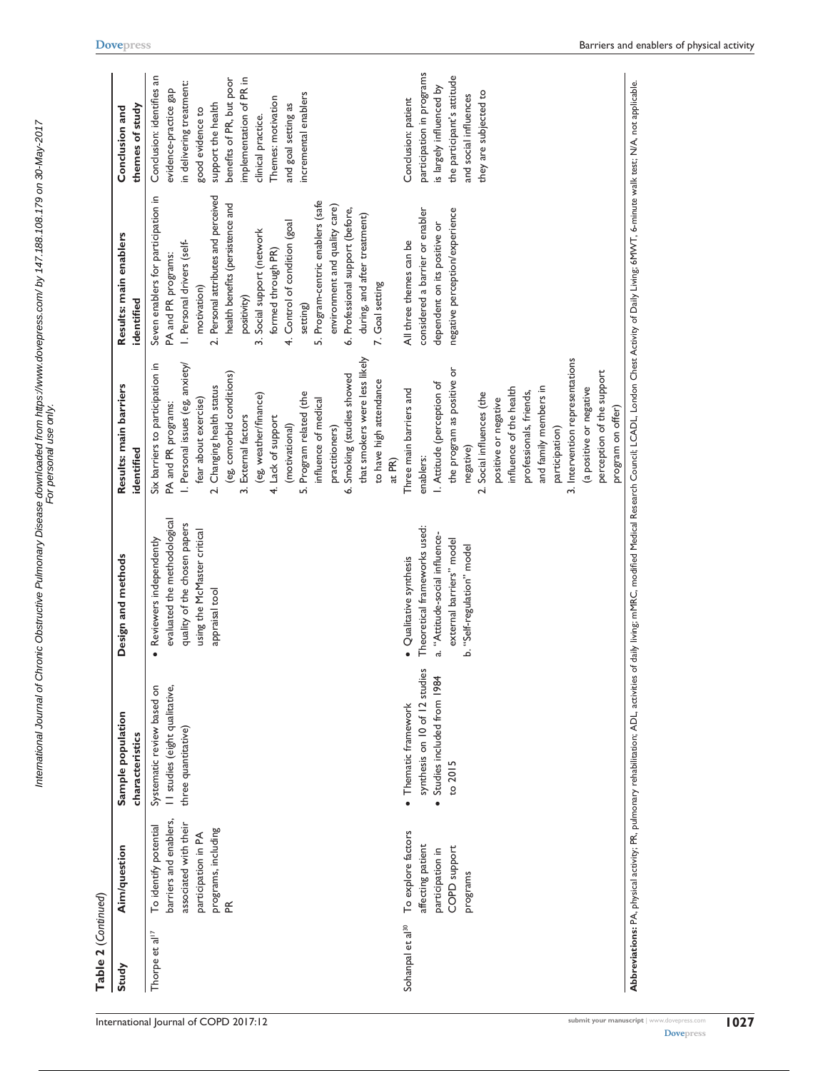**Table 2** (*Continued*)

| Study | Aim/question | Sample population characteristics | Design and methods | Results: main barriers identified | Results: main enablers identified | Conclusion and themes of study |
|---|---|---|---|---|---|---|
| Thorpe et al[17] | To identify potential barriers and enablers, associated with their participation in PA programs, including PR | Systematic review based on 11 studies (eight qualitative, three quantitative) | • Reviewers independently evaluated the methodological quality of the chosen papers using the McMaster critical appraisal tool | Six barriers to participation in PA and PR programs:<br>1. Personal issues (eg, anxiety/fear about exercise)<br>2. Changing health status (eg, comorbid conditions)<br>3. External factors (eg, weather/finance)<br>4. Lack of support (motivational)<br>5. Program related (the influence of medical practitioners)<br>6. Smoking (studies showed that smokers were less likely to have high attendance at PR) | Seven enablers for participation in PA and PR programs:<br>1. Personal drivers (self-motivation)<br>2. Personal attributes and perceived health benefits (persistence and positivity)<br>3. Social support (network formed through PR)<br>4. Control of condition (goal setting)<br>5. Program-centric enablers (safe environment and quality care)<br>6. Professional support (before, during, and after treatment)<br>7. Goal setting | Conclusion: identifies an evidence-practice gap in delivering treatment: good evidence to support the health benefits of PR, but poor implementation of PR in clinical practice.<br>Themes: motivation and goal setting as incremental enablers |
| Sohanpal et al[30] | To explore factors affecting patient participation in COPD support programs | • Thematic framework synthesis on 10 of 12 studies<br>• Studies included from 1984 to 2015 | • Qualitative synthesis<br>Theoretical frameworks used:<br>a. "Attitude-social influence-external barriers" model<br>b. "Self-regulation" model | Three main barriers and enablers:<br>1. Attitude (perception of the program as positive or negative)<br>2. Social influences (the positive or negative influence of the health professionals, friends, and family members in participation)<br>3. Intervention representations (a positive or negative perception of the support program on offer) | All three themes can be considered a barrier or enabler dependent on its positive or negative perception/experience | Conclusion: patient participation in programs is largely influenced by the participant's attitude and social influences they are subjected to |

**Abbreviations:** PA, physical activity; PR, pulmonary rehabilitation; ADL, activities of daily living; mMRC, modified Medical Research Council; LCADL, London Chest Activity of Daily Living; 6MWT, 6-minute walk test; N/A, not applicable.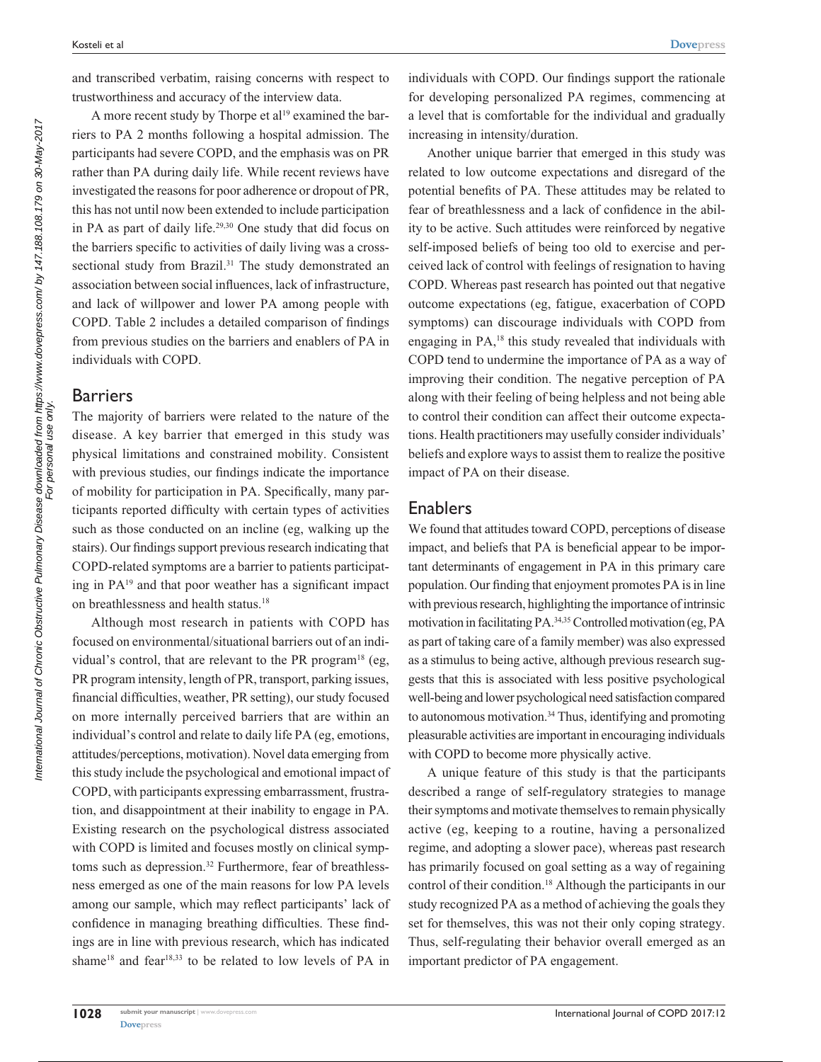and transcribed verbatim, raising concerns with respect to trustworthiness and accuracy of the interview data.

A more recent study by Thorpe et al[19] examined the barriers to PA 2 months following a hospital admission. The participants had severe COPD, and the emphasis was on PR rather than PA during daily life. While recent reviews have investigated the reasons for poor adherence or dropout of PR, this has not until now been extended to include participation in PA as part of daily life.[29,30] One study that did focus on the barriers specific to activities of daily living was a cross-sectional study from Brazil.[31] The study demonstrated an association between social influences, lack of infrastructure, and lack of willpower and lower PA among people with COPD. Table 2 includes a detailed comparison of findings from previous studies on the barriers and enablers of PA in individuals with COPD.

## Barriers

The majority of barriers were related to the nature of the disease. A key barrier that emerged in this study was physical limitations and constrained mobility. Consistent with previous studies, our findings indicate the importance of mobility for participation in PA. Specifically, many participants reported difficulty with certain types of activities such as those conducted on an incline (eg, walking up the stairs). Our findings support previous research indicating that COPD-related symptoms are a barrier to patients participating in PA[19] and that poor weather has a significant impact on breathlessness and health status.[18]

Although most research in patients with COPD has focused on environmental/situational barriers out of an individual's control, that are relevant to the PR program[18] (eg, PR program intensity, length of PR, transport, parking issues, financial difficulties, weather, PR setting), our study focused on more internally perceived barriers that are within an individual's control and relate to daily life PA (eg, emotions, attitudes/perceptions, motivation). Novel data emerging from this study include the psychological and emotional impact of COPD, with participants expressing embarrassment, frustration, and disappointment at their inability to engage in PA. Existing research on the psychological distress associated with COPD is limited and focuses mostly on clinical symptoms such as depression.[32] Furthermore, fear of breathlessness emerged as one of the main reasons for low PA levels among our sample, which may reflect participants' lack of confidence in managing breathing difficulties. These findings are in line with previous research, which has indicated shame[18] and fear[18,33] to be related to low levels of PA in individuals with COPD. Our findings support the rationale for developing personalized PA regimes, commencing at a level that is comfortable for the individual and gradually increasing in intensity/duration.

Another unique barrier that emerged in this study was related to low outcome expectations and disregard of the potential benefits of PA. These attitudes may be related to fear of breathlessness and a lack of confidence in the ability to be active. Such attitudes were reinforced by negative self-imposed beliefs of being too old to exercise and perceived lack of control with feelings of resignation to having COPD. Whereas past research has pointed out that negative outcome expectations (eg, fatigue, exacerbation of COPD symptoms) can discourage individuals with COPD from engaging in PA,[18] this study revealed that individuals with COPD tend to undermine the importance of PA as a way of improving their condition. The negative perception of PA along with their feeling of being helpless and not being able to control their condition can affect their outcome expectations. Health practitioners may usefully consider individuals' beliefs and explore ways to assist them to realize the positive impact of PA on their disease.

## Enablers

We found that attitudes toward COPD, perceptions of disease impact, and beliefs that PA is beneficial appear to be important determinants of engagement in PA in this primary care population. Our finding that enjoyment promotes PA is in line with previous research, highlighting the importance of intrinsic motivation in facilitating PA.[34,35] Controlled motivation (eg, PA as part of taking care of a family member) was also expressed as a stimulus to being active, although previous research suggests that this is associated with less positive psychological well-being and lower psychological need satisfaction compared to autonomous motivation.[34] Thus, identifying and promoting pleasurable activities are important in encouraging individuals with COPD to become more physically active.

A unique feature of this study is that the participants described a range of self-regulatory strategies to manage their symptoms and motivate themselves to remain physically active (eg, keeping to a routine, having a personalized regime, and adopting a slower pace), whereas past research has primarily focused on goal setting as a way of regaining control of their condition.[18] Although the participants in our study recognized PA as a method of achieving the goals they set for themselves, this was not their only coping strategy. Thus, self-regulating their behavior overall emerged as an important predictor of PA engagement.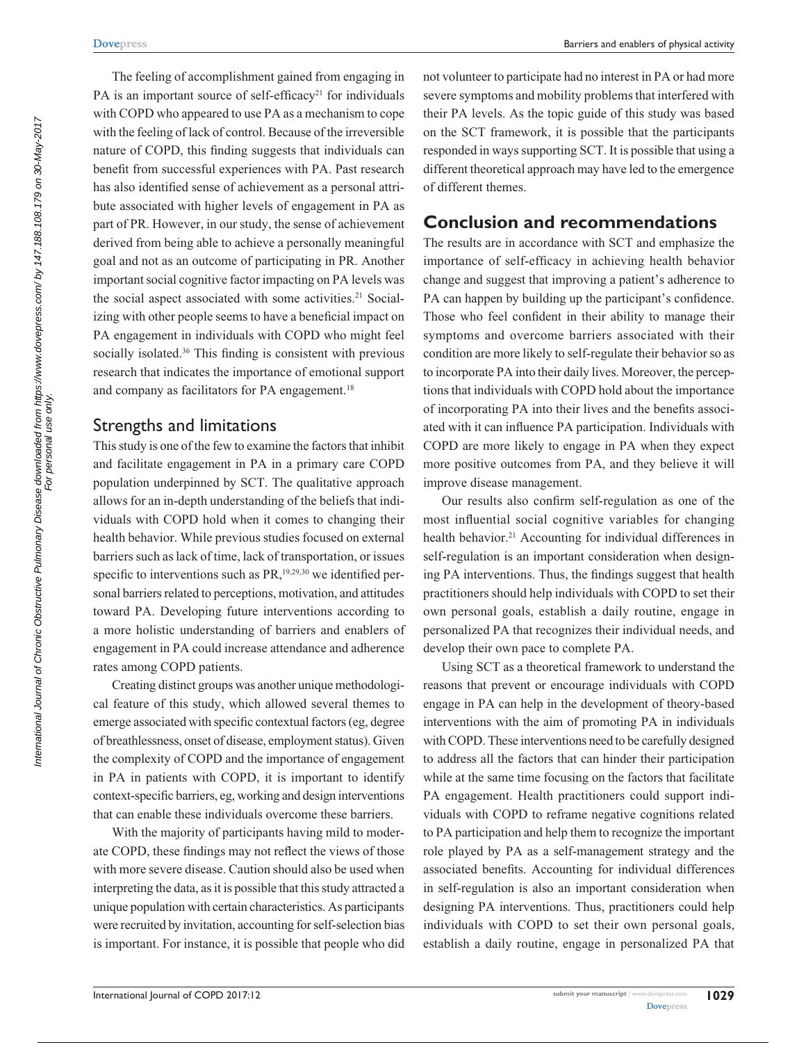The feeling of accomplishment gained from engaging in PA is an important source of self-efficacy[21] for individuals with COPD who appeared to use PA as a mechanism to cope with the feeling of lack of control. Because of the irreversible nature of COPD, this finding suggests that individuals can benefit from successful experiences with PA. Past research has also identified sense of achievement as a personal attribute associated with higher levels of engagement in PA as part of PR. However, in our study, the sense of achievement derived from being able to achieve a personally meaningful goal and not as an outcome of participating in PR. Another important social cognitive factor impacting on PA levels was the social aspect associated with some activities.[21] Socializing with other people seems to have a beneficial impact on PA engagement in individuals with COPD who might feel socially isolated.[36] This finding is consistent with previous research that indicates the importance of emotional support and company as facilitators for PA engagement.[18]

## Strengths and limitations

This study is one of the few to examine the factors that inhibit and facilitate engagement in PA in a primary care COPD population underpinned by SCT. The qualitative approach allows for an in-depth understanding of the beliefs that individuals with COPD hold when it comes to changing their health behavior. While previous studies focused on external barriers such as lack of time, lack of transportation, or issues specific to interventions such as PR,[19,29,30] we identified personal barriers related to perceptions, motivation, and attitudes toward PA. Developing future interventions according to a more holistic understanding of barriers and enablers of engagement in PA could increase attendance and adherence rates among COPD patients.

Creating distinct groups was another unique methodological feature of this study, which allowed several themes to emerge associated with specific contextual factors (eg, degree of breathlessness, onset of disease, employment status). Given the complexity of COPD and the importance of engagement in PA in patients with COPD, it is important to identify context-specific barriers, eg, working and design interventions that can enable these individuals overcome these barriers.

With the majority of participants having mild to moderate COPD, these findings may not reflect the views of those with more severe disease. Caution should also be used when interpreting the data, as it is possible that this study attracted a unique population with certain characteristics. As participants were recruited by invitation, accounting for self-selection bias is important. For instance, it is possible that people who did not volunteer to participate had no interest in PA or had more severe symptoms and mobility problems that interfered with their PA levels. As the topic guide of this study was based on the SCT framework, it is possible that the participants responded in ways supporting SCT. It is possible that using a different theoretical approach may have led to the emergence of different themes.

## Conclusion and recommendations

The results are in accordance with SCT and emphasize the importance of self-efficacy in achieving health behavior change and suggest that improving a patient's adherence to PA can happen by building up the participant's confidence. Those who feel confident in their ability to manage their symptoms and overcome barriers associated with their condition are more likely to self-regulate their behavior so as to incorporate PA into their daily lives. Moreover, the perceptions that individuals with COPD hold about the importance of incorporating PA into their lives and the benefits associated with it can influence PA participation. Individuals with COPD are more likely to engage in PA when they expect more positive outcomes from PA, and they believe it will improve disease management.

Our results also confirm self-regulation as one of the most influential social cognitive variables for changing health behavior.[21] Accounting for individual differences in self-regulation is an important consideration when designing PA interventions. Thus, the findings suggest that health practitioners should help individuals with COPD to set their own personal goals, establish a daily routine, engage in personalized PA that recognizes their individual needs, and develop their own pace to complete PA.

Using SCT as a theoretical framework to understand the reasons that prevent or encourage individuals with COPD engage in PA can help in the development of theory-based interventions with the aim of promoting PA in individuals with COPD. These interventions need to be carefully designed to address all the factors that can hinder their participation while at the same time focusing on the factors that facilitate PA engagement. Health practitioners could support individuals with COPD to reframe negative cognitions related to PA participation and help them to recognize the important role played by PA as a self-management strategy and the associated benefits. Accounting for individual differences in self-regulation is also an important consideration when designing PA interventions. Thus, practitioners could help individuals with COPD to set their own personal goals, establish a daily routine, engage in personalized PA that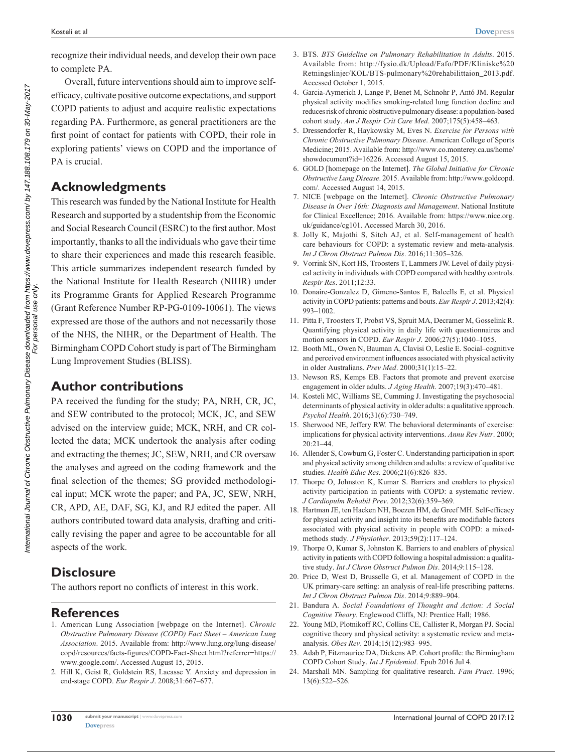recognize their individual needs, and develop their own pace to complete PA.

Overall, future interventions should aim to improve self-efficacy, cultivate positive outcome expectations, and support COPD patients to adjust and acquire realistic expectations regarding PA. Furthermore, as general practitioners are the first point of contact for patients with COPD, their role in exploring patients' views on COPD and the importance of PA is crucial.

## Acknowledgments

This research was funded by the National Institute for Health Research and supported by a studentship from the Economic and Social Research Council (ESRC) to the first author. Most importantly, thanks to all the individuals who gave their time to share their experiences and made this research feasible. This article summarizes independent research funded by the National Institute for Health Research (NIHR) under its Programme Grants for Applied Research Programme (Grant Reference Number RP-PG-0109-10061). The views expressed are those of the authors and not necessarily those of the NHS, the NIHR, or the Department of Health. The Birmingham COPD Cohort study is part of The Birmingham Lung Improvement Studies (BLISS).

## Author contributions

PA received the funding for the study; PA, NRH, CR, JC, and SEW contributed to the protocol; MCK, JC, and SEW advised on the interview guide; MCK, NRH, and CR collected the data; MCK undertook the analysis after coding and extracting the themes; JC, SEW, NRH, and CR oversaw the analyses and agreed on the coding framework and the final selection of the themes; SG provided methodological input; MCK wrote the paper; and PA, JC, SEW, NRH, CR, APD, AE, DAF, SG, KJ, and RJ edited the paper. All authors contributed toward data analysis, drafting and critically revising the paper and agree to be accountable for all aspects of the work.

## Disclosure

The authors report no conflicts of interest in this work.

## References

1. American Lung Association [webpage on the Internet]. *Chronic Obstructive Pulmonary Disease (COPD) Fact Sheet – American Lung Association*. 2015. Available from: http://www.lung.org/lung-disease/copd/resources/facts-figures/COPD-Fact-Sheet.html?referrer=https://www.google.com/. Accessed August 15, 2015.
2. Hill K, Geist R, Goldstein RS, Lacasse Y. Anxiety and depression in end-stage COPD. *Eur Respir J*. 2008;31:667–677.
3. BTS. *BTS Guideline on Pulmonary Rehabilitation in Adults*. 2015. Available from: http://fysio.dk/Upload/Fafo/PDF/Kliniske%20Retningslinjer/KOL/BTS-pulmonary%20rehabilittaion_2013.pdf. Accessed October 1, 2015.
4. Garcia-Aymerich J, Lange P, Benet M, Schnohr P, Antó JM. Regular physical activity modifies smoking-related lung function decline and reduces risk of chronic obstructive pulmonary disease: a population-based cohort study. *Am J Respir Crit Care Med*. 2007;175(5):458–463.
5. Dressendorfer R, Haykowsky M, Eves N. *Exercise for Persons with Chronic Obstructive Pulmonary Disease*. American College of Sports Medicine; 2015. Available from: http://www.co.monterey.ca.us/home/showdocument?id=16226. Accessed August 15, 2015.
6. GOLD [homepage on the Internet]. *The Global Initiative for Chronic Obstructive Lung Disease*. 2015. Available from: http://www.goldcopd.com/. Accessed August 14, 2015.
7. NICE [webpage on the Internet]. *Chronic Obstructive Pulmonary Disease in Over 16th: Diagnosis and Management*. National Institute for Clinical Excellence; 2016. Available from: https://www.nice.org.uk/guidance/cg101. Accessed March 30, 2016.
8. Jolly K, Majothi S, Sitch AJ, et al. Self-management of health care behaviours for COPD: a systematic review and meta-analysis. *Int J Chron Obstruct Pulmon Dis*. 2016;11:305–326.
9. Vorrink SN, Kort HS, Troosters T, Lammers JW. Level of daily physical activity in individuals with COPD compared with healthy controls. *Respir Res*. 2011;12:33.
10. Donaire-Gonzalez D, Gimeno-Santos E, Balcells E, et al. Physical activity in COPD patients: patterns and bouts. *Eur Respir J*. 2013;42(4):993–1002.
11. Pitta F, Troosters T, Probst VS, Spruit MA, Decramer M, Gosselink R. Quantifying physical activity in daily life with questionnaires and motion sensors in COPD. *Eur Respir J*. 2006;27(5):1040–1055.
12. Booth ML, Owen N, Bauman A, Clavisi O, Leslie E. Social–cognitive and perceived environment influences associated with physical activity in older Australians. *Prev Med*. 2000;31(1):15–22.
13. Newson RS, Kemps EB. Factors that promote and prevent exercise engagement in older adults. *J Aging Health*. 2007;19(3):470–481.
14. Kosteli MC, Williams SE, Cumming J. Investigating the psychosocial determinants of physical activity in older adults: a qualitative approach. *Psychol Health*. 2016;31(6):730–749.
15. Sherwood NE, Jeffery RW. The behavioral determinants of exercise: implications for physical activity interventions. *Annu Rev Nutr*. 2000;20:21–44.
16. Allender S, Cowburn G, Foster C. Understanding participation in sport and physical activity among children and adults: a review of qualitative studies. *Health Educ Res*. 2006;21(6):826–835.
17. Thorpe O, Johnston K, Kumar S. Barriers and enablers to physical activity participation in patients with COPD: a systematic review. *J Cardiopulm Rehabil Prev*. 2012;32(6):359–369.
18. Hartman JE, ten Hacken NH, Boezen HM, de Greef MH. Self-efficacy for physical activity and insight into its benefits are modifiable factors associated with physical activity in people with COPD: a mixed-methods study. *J Physiother*. 2013;59(2):117–124.
19. Thorpe O, Kumar S, Johnston K. Barriers to and enablers of physical activity in patients with COPD following a hospital admission: a qualitative study. *Int J Chron Obstruct Pulmon Dis*. 2014;9:115–128.
20. Price D, West D, Brusselle G, et al. Management of COPD in the UK primary-care setting: an analysis of real-life prescribing patterns. *Int J Chron Obstruct Pulmon Dis*. 2014;9:889–904.
21. Bandura A. *Social Foundations of Thought and Action: A Social Cognitive Theory*. Englewood Cliffs, NJ: Prentice Hall; 1986.
22. Young MD, Plotnikoff RC, Collins CE, Callister R, Morgan PJ. Social cognitive theory and physical activity: a systematic review and meta-analysis. *Obes Rev*. 2014;15(12):983–995.
23. Adab P, Fitzmaurice DA, Dickens AP. Cohort profile: the Birmingham COPD Cohort Study. *Int J Epidemiol*. Epub 2016 Jul 4.
24. Marshall MN. Sampling for qualitative research. *Fam Pract*. 1996;13(6):522–526.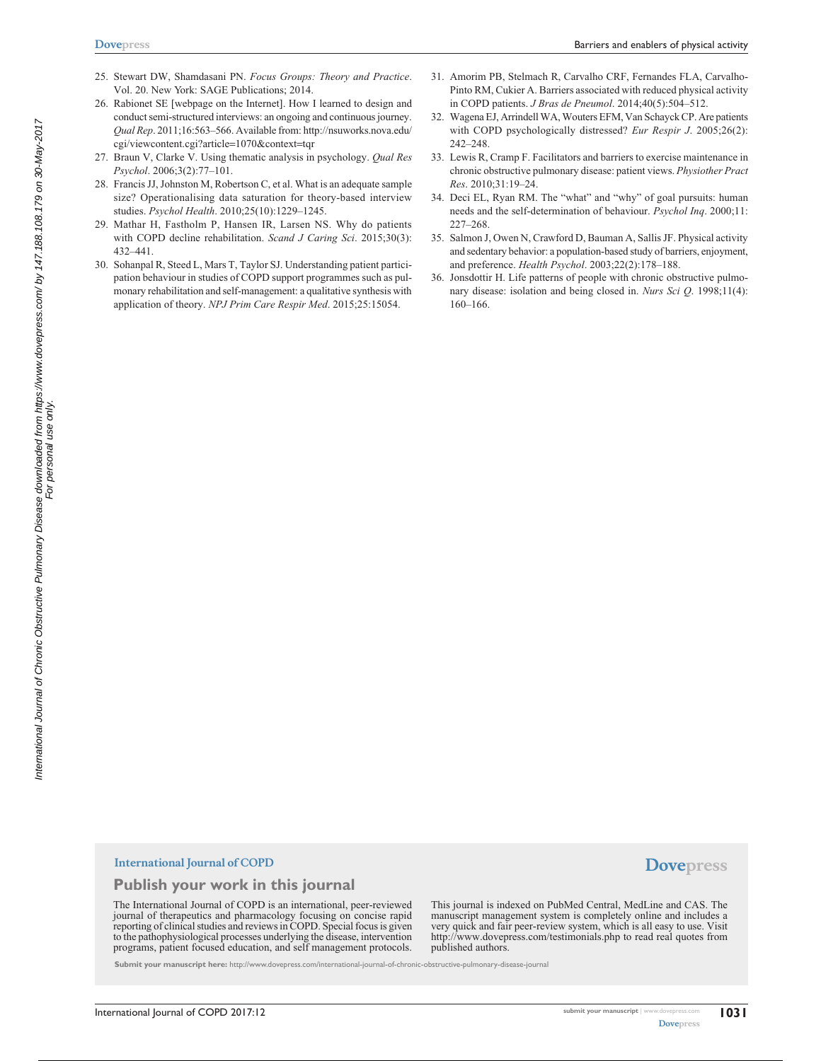25. Stewart DW, Shamdasani PN. *Focus Groups: Theory and Practice*. Vol. 20. New York: SAGE Publications; 2014.
26. Rabionet SE [webpage on the Internet]. How I learned to design and conduct semi-structured interviews: an ongoing and continuous journey. *Qual Rep*. 2011;16:563–566. Available from: http://nsuworks.nova.edu/cgi/viewcontent.cgi?article=1070&context=tqr
27. Braun V, Clarke V. Using thematic analysis in psychology. *Qual Res Psychol*. 2006;3(2):77–101.
28. Francis JJ, Johnston M, Robertson C, et al. What is an adequate sample size? Operationalising data saturation for theory-based interview studies. *Psychol Health*. 2010;25(10):1229–1245.
29. Mathar H, Fastholm P, Hansen IR, Larsen NS. Why do patients with COPD decline rehabilitation. *Scand J Caring Sci*. 2015;30(3):432–441.
30. Sohanpal R, Steed L, Mars T, Taylor SJ. Understanding patient participation behaviour in studies of COPD support programmes such as pulmonary rehabilitation and self-management: a qualitative synthesis with application of theory. *NPJ Prim Care Respir Med*. 2015;25:15054.
31. Amorim PB, Stelmach R, Carvalho CRF, Fernandes FLA, Carvalho-Pinto RM, Cukier A. Barriers associated with reduced physical activity in COPD patients. *J Bras de Pneumol*. 2014;40(5):504–512.
32. Wagena EJ, Arrindell WA, Wouters EFM, Van Schayck CP. Are patients with COPD psychologically distressed? *Eur Respir J*. 2005;26(2):242–248.
33. Lewis R, Cramp F. Facilitators and barriers to exercise maintenance in chronic obstructive pulmonary disease: patient views. *Physiother Pract Res*. 2010;31:19–24.
34. Deci EL, Ryan RM. The "what" and "why" of goal pursuits: human needs and the self-determination of behaviour. *Psychol Inq*. 2000;11:227–268.
35. Salmon J, Owen N, Crawford D, Bauman A, Sallis JF. Physical activity and sedentary behavior: a population-based study of barriers, enjoyment, and preference. *Health Psychol*. 2003;22(2):178–188.
36. Jonsdottir H. Life patterns of people with chronic obstructive pulmonary disease: isolation and being closed in. *Nurs Sci Q*. 1998;11(4):160–166.

**International Journal of COPD**

## Publish your work in this journal

The International Journal of COPD is an international, peer-reviewed journal of therapeutics and pharmacology focusing on concise rapid reporting of clinical studies and reviews in COPD. Special focus is given to the pathophysiological processes underlying the disease, intervention programs, patient focused education, and self management protocols. This journal is indexed on PubMed Central, MedLine and CAS. The manuscript management system is completely online and includes a very quick and fair peer-review system, which is all easy to use. Visit http://www.dovepress.com/testimonials.php to read real quotes from published authors.

**Submit your manuscript here:** http://www.dovepress.com/international-journal-of-chronic-obstructive-pulmonary-disease-journal